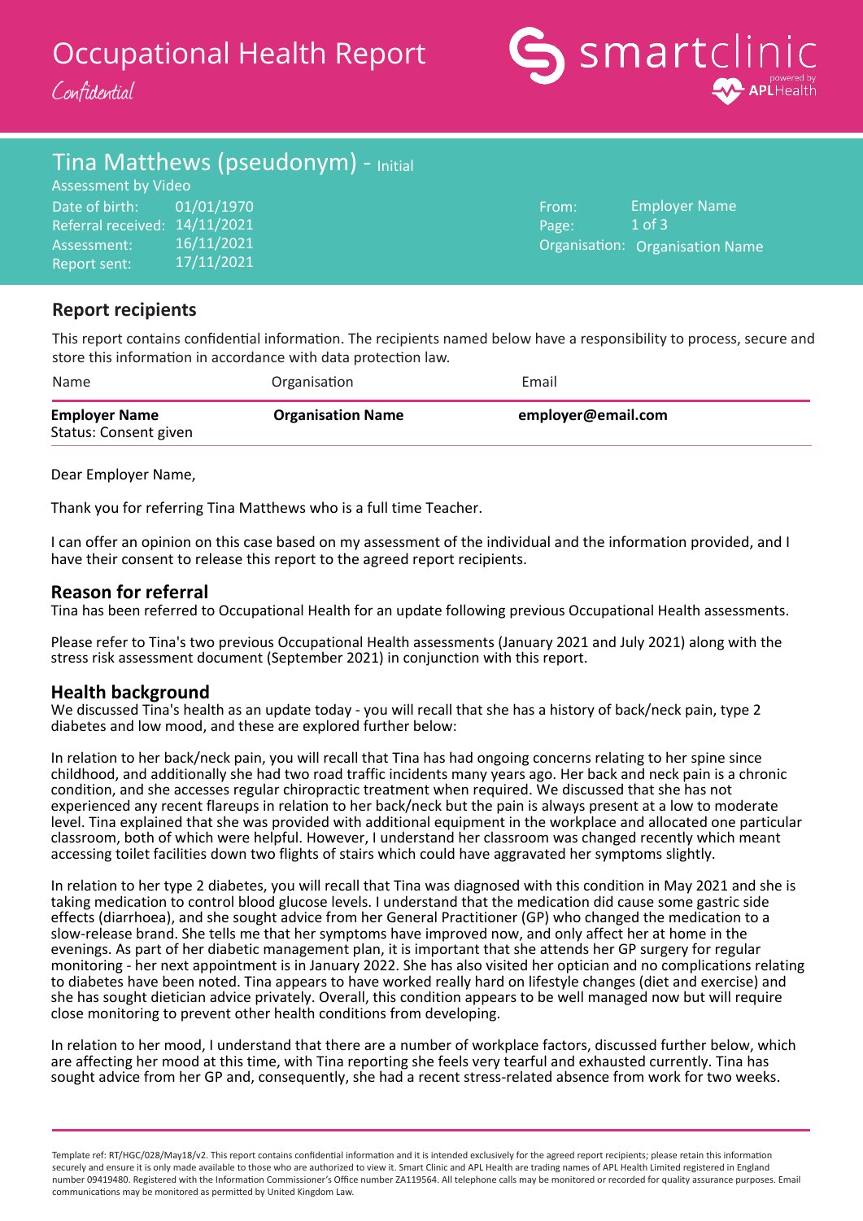# Occupational Health Report

*Confidential*

## Tina Matthews (pseudonym) - Initial Assessment by Video

| | |
|---|---|
| Date of birth: | 01/01/1970 |
| Referral received: | 14/11/2021 |
| Assessment: | 16/11/2021 |
| Report sent: | 17/11/2021 |

| | |
|---|---|
| From: | Employer Name |
| Organisation: | Organisation Name |

### Report recipients

This report contains confidential information. The recipients named below have a responsibility to process, secure and store this information in accordance with data protection law.

| Name | Organisation | Email |
|---|---|---|
| **Employer Name** Status: Consent given | **Organisation Name** | **employer@email.com** |

Dear Employer Name,

Thank you for referring Tina Matthews who is a full time Teacher.

I can offer an opinion on this case based on my assessment of the individual and the information provided, and I have their consent to release this report to the agreed report recipients.

### Reason for referral

Tina has been referred to Occupational Health for an update following previous Occupational Health assessments.

Please refer to Tina's two previous Occupational Health assessments (January 2021 and July 2021) along with the stress risk assessment document (September 2021) in conjunction with this report.

### Health background

We discussed Tina's health as an update today - you will recall that she has a history of back/neck pain, type 2 diabetes and low mood, and these are explored further below:

In relation to her back/neck pain, you will recall that Tina has had ongoing concerns relating to her spine since childhood, and additionally she had two road traffic incidents many years ago. Her back and neck pain is a chronic condition, and she accesses regular chiropractic treatment when required. We discussed that she has not experienced any recent flareups in relation to her back/neck but the pain is always present at a low to moderate level. Tina explained that she was provided with additional equipment in the workplace and allocated one particular classroom, both of which were helpful. However, I understand her classroom was changed recently which meant accessing toilet facilities down two flights of stairs which could have aggravated her symptoms slightly.

In relation to her type 2 diabetes, you will recall that Tina was diagnosed with this condition in May 2021 and she is taking medication to control blood glucose levels. I understand that the medication did cause some gastric side effects (diarrhoea), and she sought advice from her General Practitioner (GP) who changed the medication to a slow-release brand. She tells me that her symptoms have improved now, and only affect her at home in the evenings. As part of her diabetic management plan, it is important that she attends her GP surgery for regular monitoring - her next appointment is in January 2022. She has also visited her optician and no complications relating to diabetes have been noted. Tina appears to have worked really hard on lifestyle changes (diet and exercise) and she has sought dietician advice privately. Overall, this condition appears to be well managed now but will require close monitoring to prevent other health conditions from developing.

In relation to her mood, I understand that there are a number of workplace factors, discussed further below, which are affecting her mood at this time, with Tina reporting she feels very tearful and exhausted currently. Tina has sought advice from her GP and, consequently, she had a recent stress-related absence from work for two weeks.

Template ref: RT/HGC/028/May18/v2. This report contains confidential information and it is intended exclusively for the agreed report recipients; please retain this information securely and ensure it is only made available to those who are authorized to view it. Smart Clinic and APL Health are trading names of APL Health Limited registered in England number 09419480. Registered with the Information Commissioner's Office number ZA119564. All telephone calls may be monitored or recorded for quality assurance purposes. Email communications may be monitored as permitted by United Kingdom Law.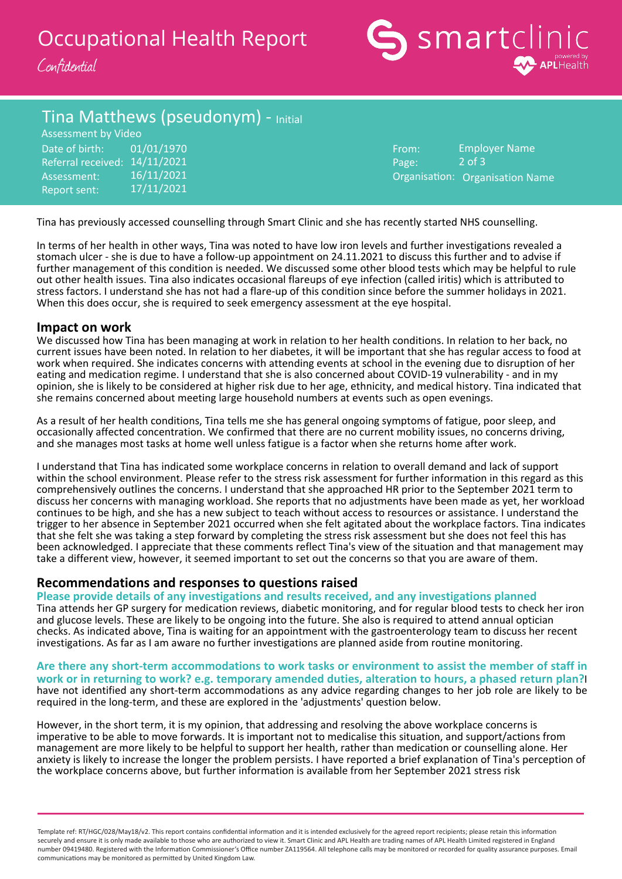Tina has previously accessed counselling through Smart Clinic and she has recently started NHS counselling.

In terms of her health in other ways, Tina was noted to have low iron levels and further investigations revealed a stomach ulcer - she is due to have a follow-up appointment on 24.11.2021 to discuss this further and to advise if further management of this condition is needed. We discussed some other blood tests which may be helpful to rule out other health issues. Tina also indicates occasional flareups of eye infection (called iritis) which is attributed to stress factors. I understand she has not had a flare-up of this condition since before the summer holidays in 2021. When this does occur, she is required to seek emergency assessment at the eye hospital.

## Impact on work

We discussed how Tina has been managing at work in relation to her health conditions. In relation to her back, no current issues have been noted. In relation to her diabetes, it will be important that she has regular access to food at work when required. She indicates concerns with attending events at school in the evening due to disruption of her eating and medication regime. I understand that she is also concerned about COVID-19 vulnerability - and in my opinion, she is likely to be considered at higher risk due to her age, ethnicity, and medical history. Tina indicated that she remains concerned about meeting large household numbers at events such as open evenings.

As a result of her health conditions, Tina tells me she has general ongoing symptoms of fatigue, poor sleep, and occasionally affected concentration. We confirmed that there are no current mobility issues, no concerns driving, and she manages most tasks at home well unless fatigue is a factor when she returns home after work.

I understand that Tina has indicated some workplace concerns in relation to overall demand and lack of support within the school environment. Please refer to the stress risk assessment for further information in this regard as this comprehensively outlines the concerns. I understand that she approached HR prior to the September 2021 term to discuss her concerns with managing workload. She reports that no adjustments have been made as yet, her workload continues to be high, and she has a new subject to teach without access to resources or assistance. I understand the trigger to her absence in September 2021 occurred when she felt agitated about the workplace factors. Tina indicates that she felt she was taking a step forward by completing the stress risk assessment but she does not feel this has been acknowledged. I appreciate that these comments reflect Tina's view of the situation and that management may take a different view, however, it seemed important to set out the concerns so that you are aware of them.

## Recommendations and responses to questions raised

### Please provide details of any investigations and results received, and any investigations planned

Tina attends her GP surgery for medication reviews, diabetic monitoring, and for regular blood tests to check her iron and glucose levels. These are likely to be ongoing into the future. She also is required to attend annual optician checks. As indicated above, Tina is waiting for an appointment with the gastroenterology team to discuss her recent investigations. As far as I am aware no further investigations are planned aside from routine monitoring.

### Are there any short-term accommodations to work tasks or environment to assist the member of staff in work or in returning to work? e.g. temporary amended duties, alteration to hours, a phased return plan?

I have not identified any short-term accommodations as any advice regarding changes to her job role are likely to be required in the long-term, and these are explored in the 'adjustments' question below.

However, in the short term, it is my opinion, that addressing and resolving the above workplace concerns is imperative to be able to move forwards. It is important not to medicalise this situation, and support/actions from management are more likely to be helpful to support her health, rather than medication or counselling alone. Her anxiety is likely to increase the longer the problem persists. I have reported a brief explanation of Tina's perception of the workplace concerns above, but further information is available from her September 2021 stress risk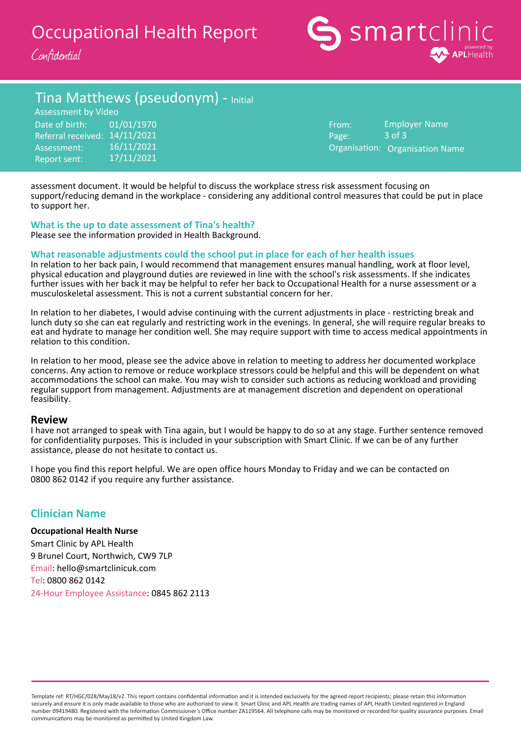assessment document. It would be helpful to discuss the workplace stress risk assessment focusing on support/reducing demand in the workplace - considering any additional control measures that could be put in place to support her.

### What is the up to date assessment of Tina's health?

Please see the information provided in Health Background.

### What reasonable adjustments could the school put in place for each of her health issues

In relation to her back pain, I would recommend that management ensures manual handling, work at floor level, physical education and playground duties are reviewed in line with the school's risk assessments. If she indicates further issues with her back it may be helpful to refer her back to Occupational Health for a nurse assessment or a musculoskeletal assessment. This is not a current substantial concern for her.

In relation to her diabetes, I would advise continuing with the current adjustments in place - restricting break and lunch duty so she can eat regularly and restricting work in the evenings. In general, she will require regular breaks to eat and hydrate to manage her condition well. She may require support with time to access medical appointments in relation to this condition.

In relation to her mood, please see the advice above in relation to meeting to address her documented workplace concerns. Any action to remove or reduce workplace stressors could be helpful and this will be dependent on what accommodations the school can make. You may wish to consider such actions as reducing workload and providing regular support from management. Adjustments are at management discretion and dependent on operational feasibility.

## Review

I have not arranged to speak with Tina again, but I would be happy to do so at any stage. Further sentence removed for confidentiality purposes. This is included in your subscription with Smart Clinic. If we can be of any further assistance, please do not hesitate to contact us.

I hope you find this report helpful. We are open office hours Monday to Friday and we can be contacted on 0800 862 0142 if you require any further assistance.

### Clinician Name

**Occupational Health Nurse**
Smart Clinic by APL Health
9 Brunel Court, Northwich, CW9 7LP
Email: hello@smartclinicuk.com
Tel: 0800 862 0142
24-Hour Employee Assistance: 0845 862 2113